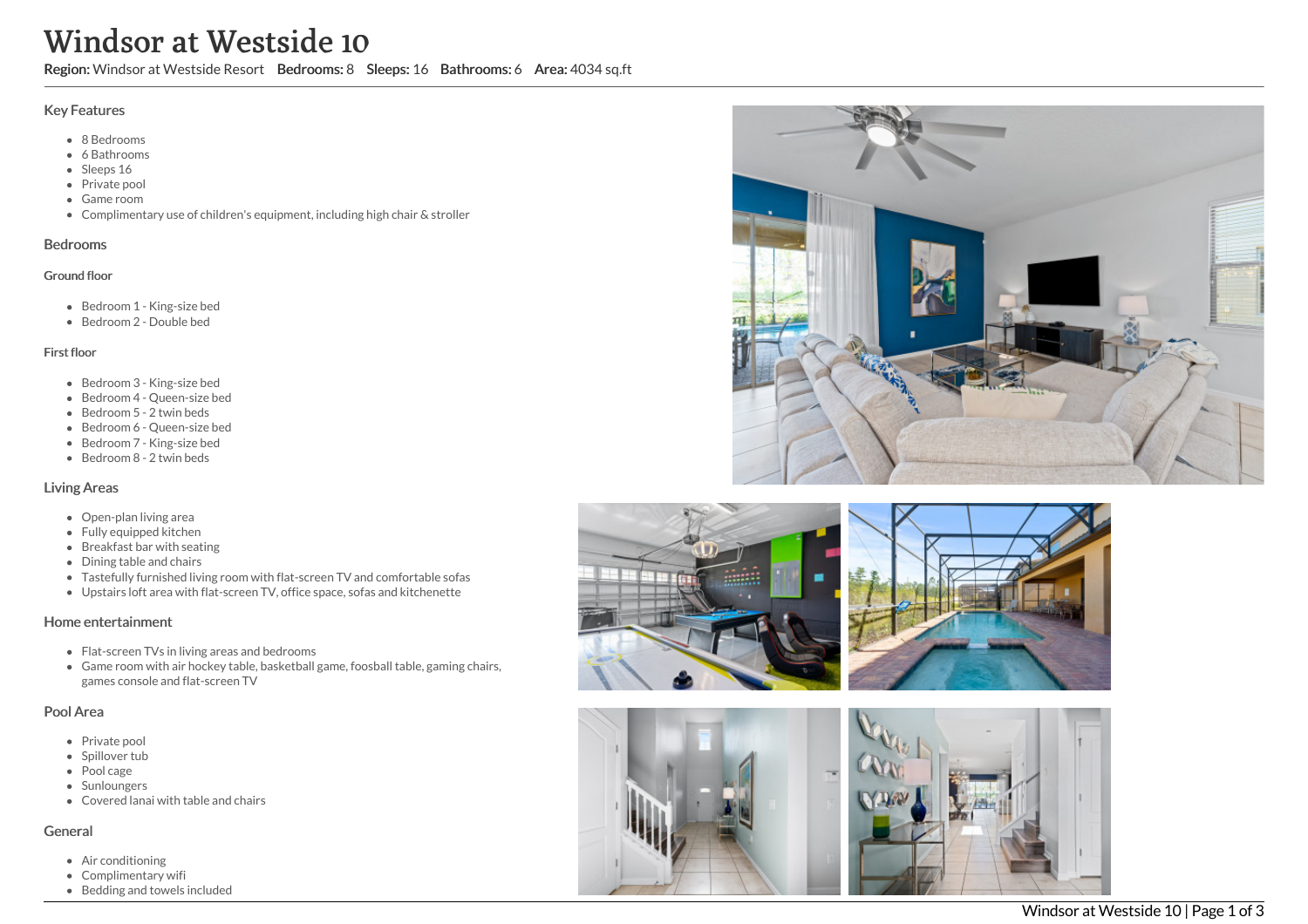# Windsor at Westside 10

**Region:** Windsor at Westside Resort **Bedrooms:** 8 **Sleeps:** 16 **Bathrooms:** 6 **Area:** 4034 sq.ft

## Key Features

- 8 Bedrooms
- 6 Bathrooms
- Sleeps 16
- Private pool
- Game room
- Complimentary use of children's equipment, including high chair & stroller

## Bedrooms

### Ground floor

- Bedroom 1 - King-size bed
- Bedroom 2 - Double bed

### First floor

- Bedroom 3 - King-size bed
- Bedroom 4 - Queen-size bed
- Bedroom 5 - 2 twin beds
- Bedroom 6 - Queen-size bed
- Bedroom 7 - King-size bed
- Bedroom 8 - 2 twin beds

## Living Areas

- Open-plan living area
- Fully equipped kitchen
- Breakfast bar with seating
- Dining table and chairs
- Tastefully furnished living room with flat-screen TV and comfortable sofas
- Upstairs loft area with flat-screen TV, office space, sofas and kitchenette

## Home entertainment

- Flat-screen TVs in living areas and bedrooms
- Game room with air hockey table, basketball game, foosball table, gaming chairs, games console and flat-screen TV

## Pool Area

- Private pool
- Spillover tub
- Pool cage
- Sunloungers
- Covered lanai with table and chairs

## General

- Air conditioning
- Complimentary wifi
- Bedding and towels included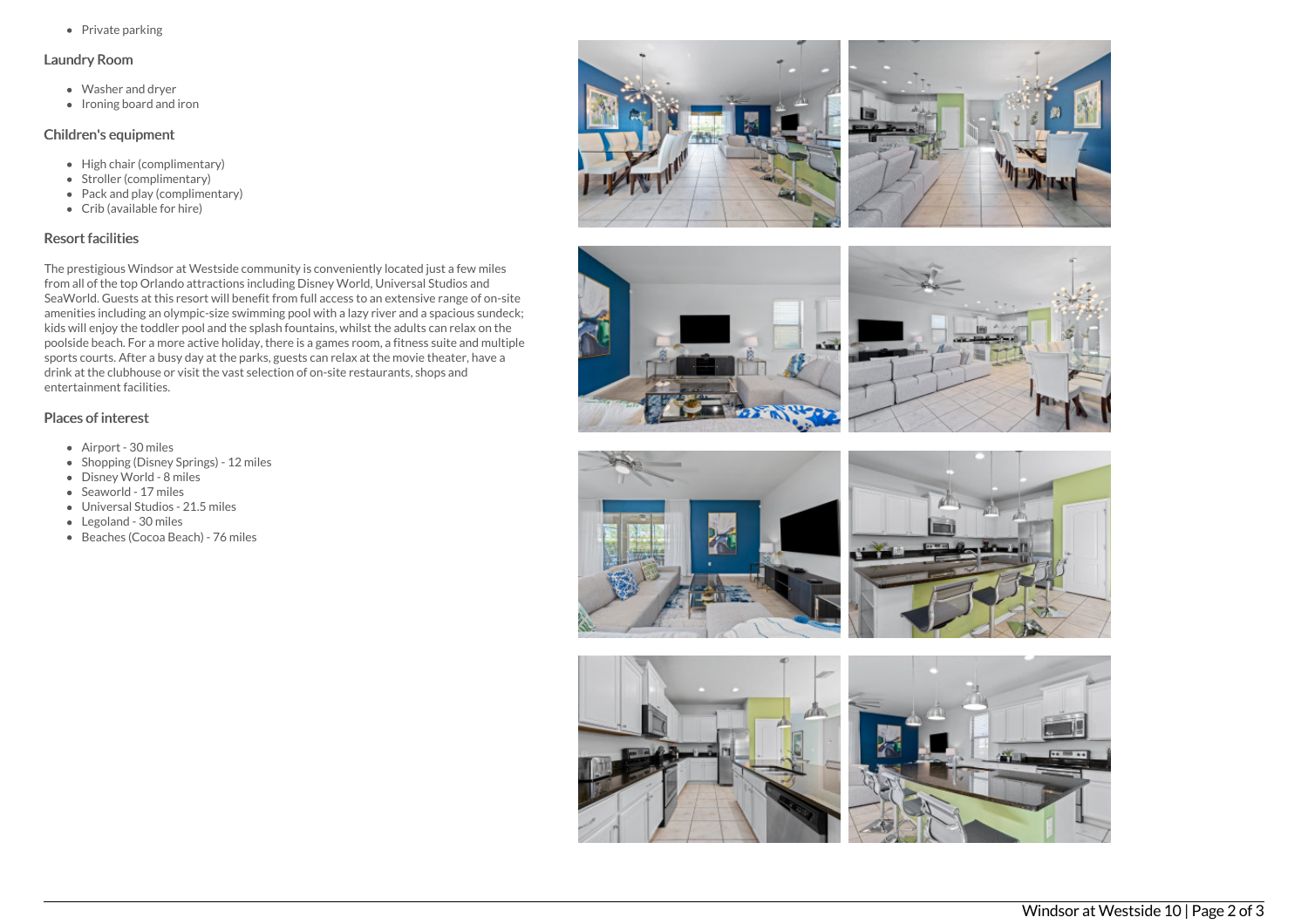- Private parking

### Laundry Room

- Washer and dryer
- Ironing board and iron

### Children's equipment

- High chair (complimentary)
- Stroller (complimentary)
- Pack and play (complimentary)
- Crib (available for hire)

### Resort facilities

The prestigious Windsor at Westside community is conveniently located just a few miles from all of the top Orlando attractions including Disney World, Universal Studios and SeaWorld. Guests at this resort will benefit from full access to an extensive range of on-site amenities including an olympic-size swimming pool with a lazy river and a spacious sundeck; kids will enjoy the toddler pool and the splash fountains, whilst the adults can relax on the poolside beach. For a more active holiday, there is a games room, a fitness suite and multiple sports courts. After a busy day at the parks, guests can relax at the movie theater, have a drink at the clubhouse or visit the vast selection of on-site restaurants, shops and entertainment facilities.

### Places of interest

- Airport - 30 miles
- Shopping (Disney Springs) - 12 miles
- Disney World - 8 miles
- Seaworld - 17 miles
- Universal Studios - 21.5 miles
- Legoland - 30 miles
- Beaches (Cocoa Beach) - 76 miles